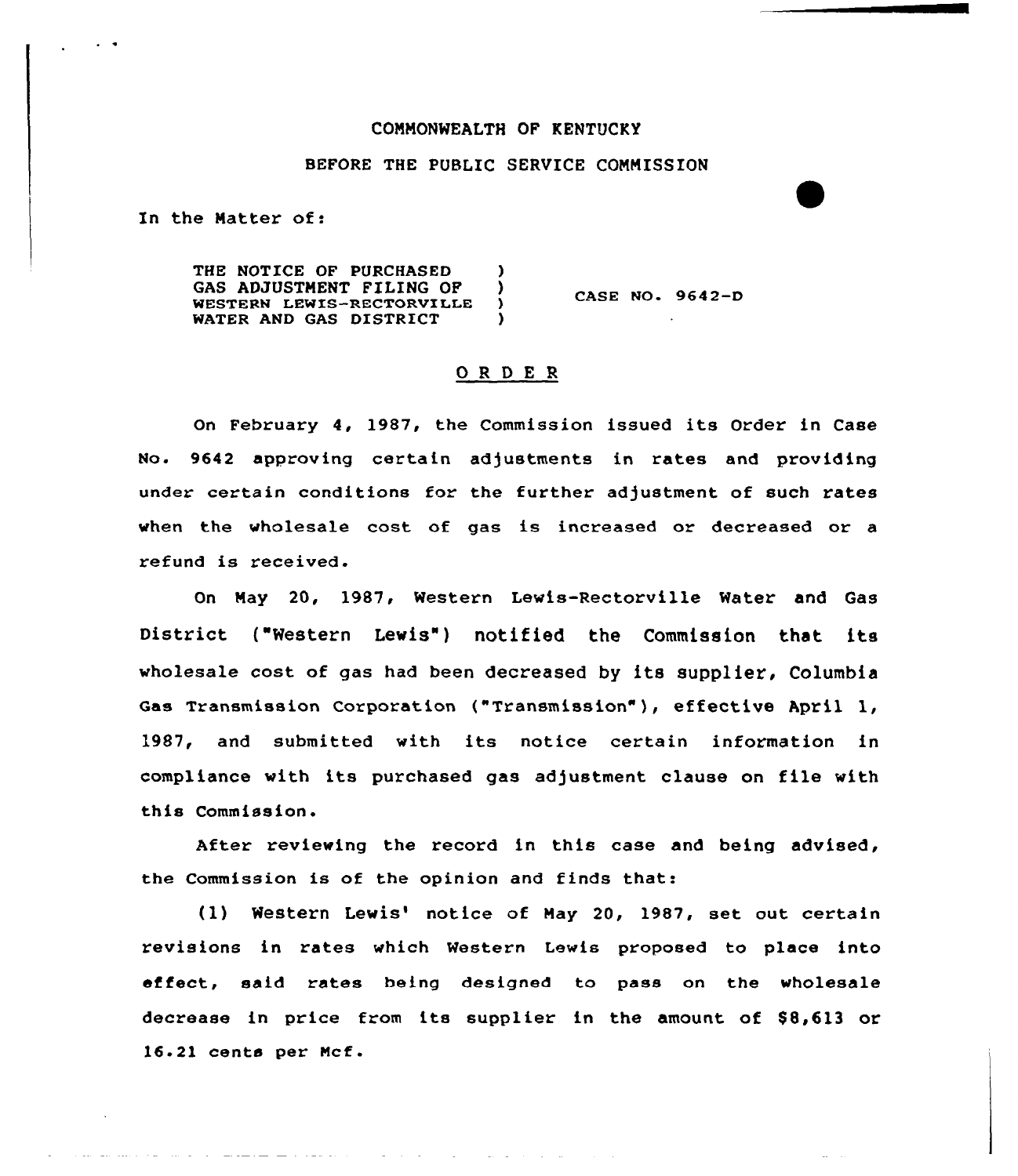COMMONWEALTH OF KENTUCKY

BEFORE THE PUBLIC SERVICE COMMISSION

In the Matter of:

THE NOTICE OF PURCHASED GAS ADJUSTMENT FILING OF WESTERN LEWIS-RECTORVILLE WATER AND GAS DISTRICT ) CASE NO. 9642-D

# ORDER

On February 4, 1987, the Commission issued its Order in Case No. 9642 approving certain adjustments in rates and providing under certain conditions for the further adjustment of such rates when the wholesale cost of gas is increased or decreased or a refund is received.

On May 20, 1987, Western Lewis-Rectorville Water and Gas District ("Western Lewis") notified the Commission that its wholesale cost of gas had been decreased by its supplier, Columbia Gas Transmission Corporation ("Transmission"), effective April 1, 1987, and submitted with its notice certain information in compliance with its purchased gas adjustment clause on file with this Commission.

After reviewing the record in this case and being advised, the Commission is of the opinion and finds that:

(1) Western Lewis' notice of May 20, 1987, set out certain revisions in rates which Western Lewis proposed to place into effect, said rates being designed to pass on the wholesale decrease in price from its supplier in the amount of $8,613 or 16.21 cents per Mcf.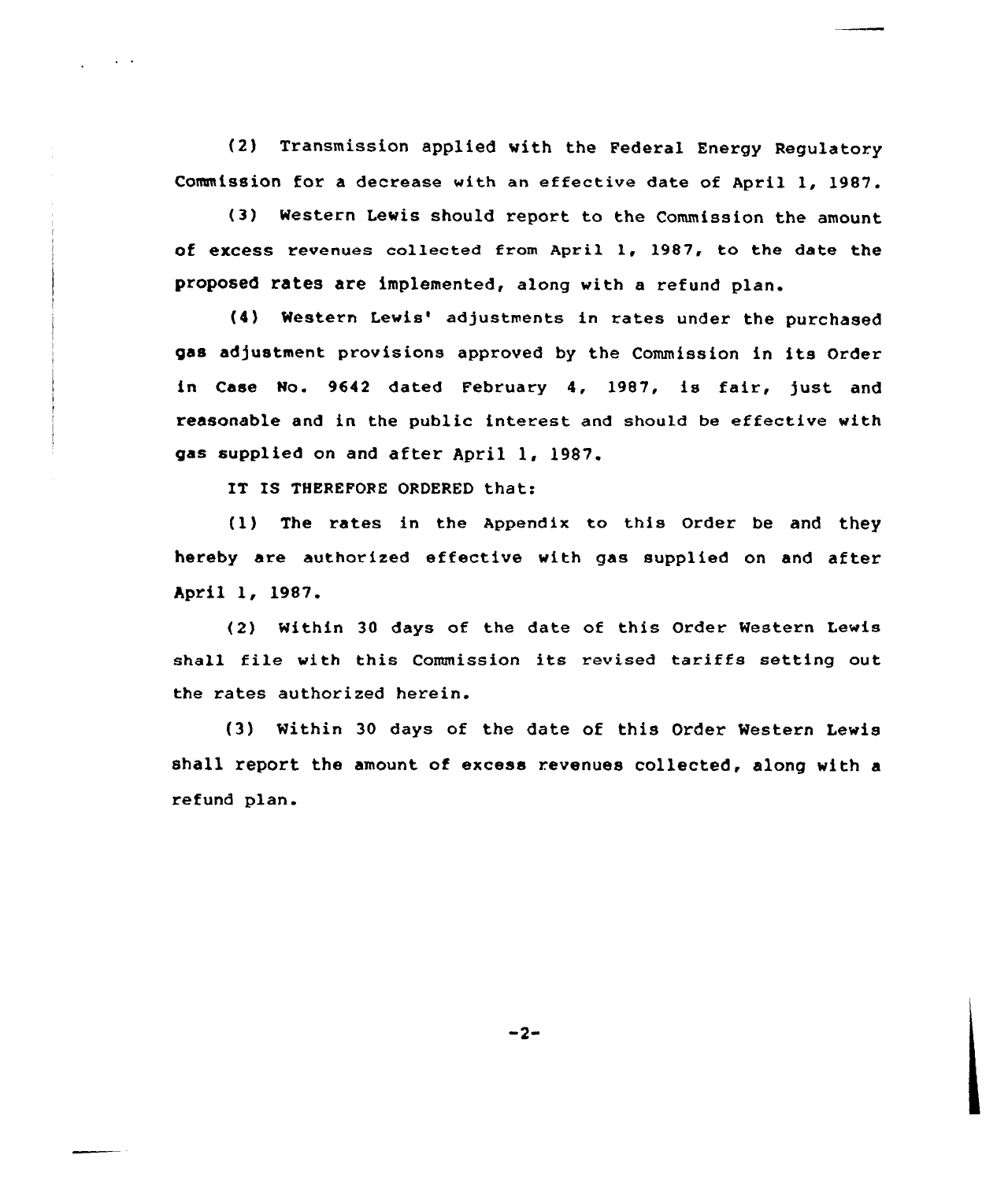(2) Transmission applied with the Federal Energy Regulatory Commission for a decrease with an effective date of April 1, 1987.

(3) Western Lewis should report to the Commission the amount of excess revenues collected from April 1, 1987, to the date the proposed rates are implemented, along with a refund plan.

(4) Western Lewis' adjustments in rates under the purchased gas adjustment provisions approved by the Commission in its Order in Case No. 9642 dated February 4, 1987, is fair, just and reasonable and in the public interest and should be effective with gas supplied on and after April 1, 1987.

IT IS THEREFORE ORDERED that:

(1) The rates in the Appendix to this Order be and they hereby are authorized effective with gas supplied on and after April 1, 1987.

(2) Within 30 days of the date of this Order Western Lewis shall file with this Commission its revised tariffs setting out the rates authorized herein.

(3) Within 30 days of the date of this Order Western Lewis shall report the amount of excess revenues collected, along with a refund plan.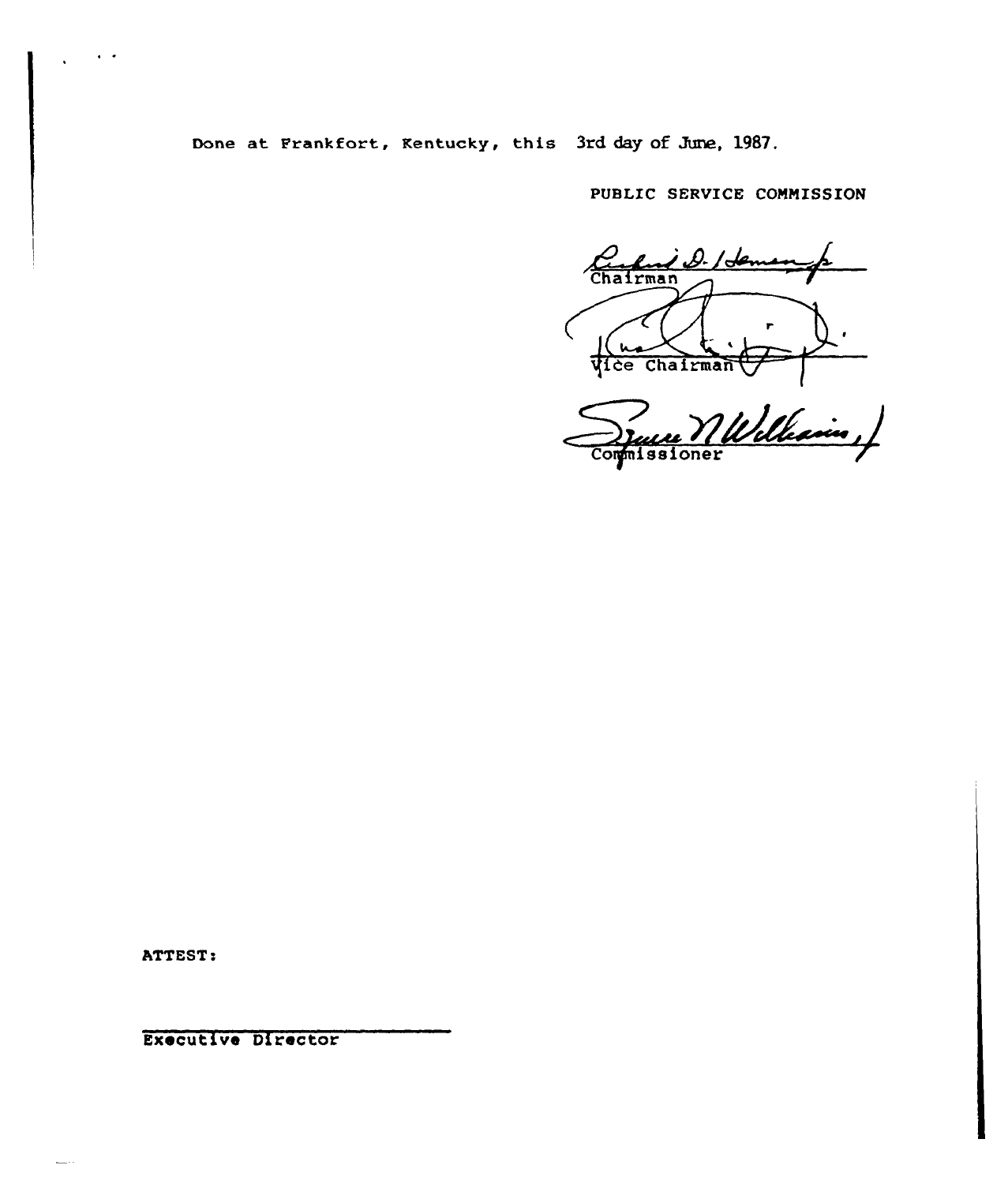Done at Frankfort, Kentucky, this 3rd day of June, 1987.

PUBLIC SERVICE COMMISSION

Chairman

Vice Chairman

Commissioner

ATTEST:

Executive Director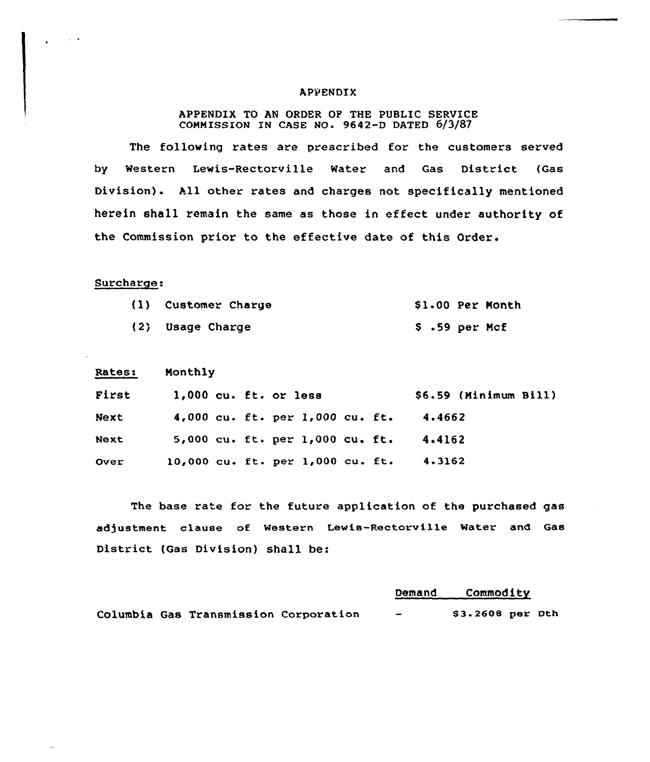# APPENDIX

APPENDIX TO AN ORDER OF THE PUBLIC SERVICE COMMISSION IN CASE NO. 9642-D DATED 6/3/87

The following rates are prescribed for the customers served by Western Lewis-Rectorville Water and Gas District (Gas Division). All other rates and charges not specifically mentioned herein shall remain the same as those in effect under authority of the Commission prior to the effective date of this Order.

Surcharge:

| | | |
|---|---|---|
| (1) | Customer Charge | $1.00 Per Month |
| (2) | Usage Charge | $ .59 per Mcf |

Rates: Monthly

| | | |
|---|---|---|
| First | 1,000 cu. ft. or less | $6.59 (Minimum Bill) |
| Next | 4,000 cu. ft. per 1,000 cu. ft. | 4.4662 |
| Next | 5,000 cu. ft. per 1,000 cu. ft. | 4.4162 |
| Over | 10,000 cu. ft. per 1,000 cu. ft. | 4.3162 |

The base rate for the future application of the purchased gas adjustment clause of Western Lewis-Rectorville Water and Gas District (Gas Division) shall be:

| | Demand | Commodity |
|---|---|---|
| Columbia Gas Transmission Corporation | - | $3.2608 per Dth |